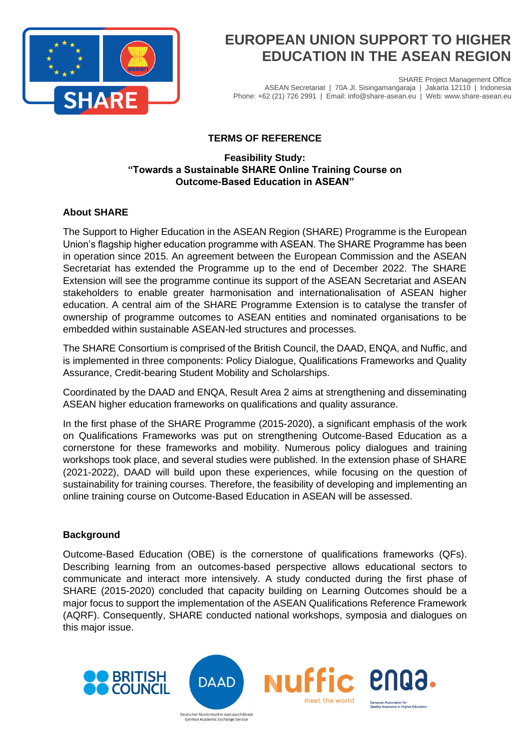# EUROPEAN UNION SUPPORT TO HIGHER EDUCATION IN THE ASEAN REGION

SHARE Project Management Office
ASEAN Secretariat | 70A Jl. Sisingamangaraja | Jakarta 12110 | Indonesia
Phone: +62 (21) 726 2991 | Email: info@share-asean.eu | Web: www.share-asean.eu

**TERMS OF REFERENCE**

**Feasibility Study:**
**"Towards a Sustainable SHARE Online Training Course on Outcome-Based Education in ASEAN"**

## About SHARE

The Support to Higher Education in the ASEAN Region (SHARE) Programme is the European Union's flagship higher education programme with ASEAN. The SHARE Programme has been in operation since 2015. An agreement between the European Commission and the ASEAN Secretariat has extended the Programme up to the end of December 2022. The SHARE Extension will see the programme continue its support of the ASEAN Secretariat and ASEAN stakeholders to enable greater harmonisation and internationalisation of ASEAN higher education. A central aim of the SHARE Programme Extension is to catalyse the transfer of ownership of programme outcomes to ASEAN entities and nominated organisations to be embedded within sustainable ASEAN-led structures and processes.

The SHARE Consortium is comprised of the British Council, the DAAD, ENQA, and Nuffic, and is implemented in three components: Policy Dialogue, Qualifications Frameworks and Quality Assurance, Credit-bearing Student Mobility and Scholarships.

Coordinated by the DAAD and ENQA, Result Area 2 aims at strengthening and disseminating ASEAN higher education frameworks on qualifications and quality assurance.

In the first phase of the SHARE Programme (2015-2020), a significant emphasis of the work on Qualifications Frameworks was put on strengthening Outcome-Based Education as a cornerstone for these frameworks and mobility. Numerous policy dialogues and training workshops took place, and several studies were published. In the extension phase of SHARE (2021-2022), DAAD will build upon these experiences, while focusing on the question of sustainability for training courses. Therefore, the feasibility of developing and implementing an online training course on Outcome-Based Education in ASEAN will be assessed.

## Background

Outcome-Based Education (OBE) is the cornerstone of qualifications frameworks (QFs). Describing learning from an outcomes-based perspective allows educational sectors to communicate and interact more intensively. A study conducted during the first phase of SHARE (2015-2020) concluded that capacity building on Learning Outcomes should be a major focus to support the implementation of the ASEAN Qualifications Reference Framework (AQRF). Consequently, SHARE conducted national workshops, symposia and dialogues on this major issue.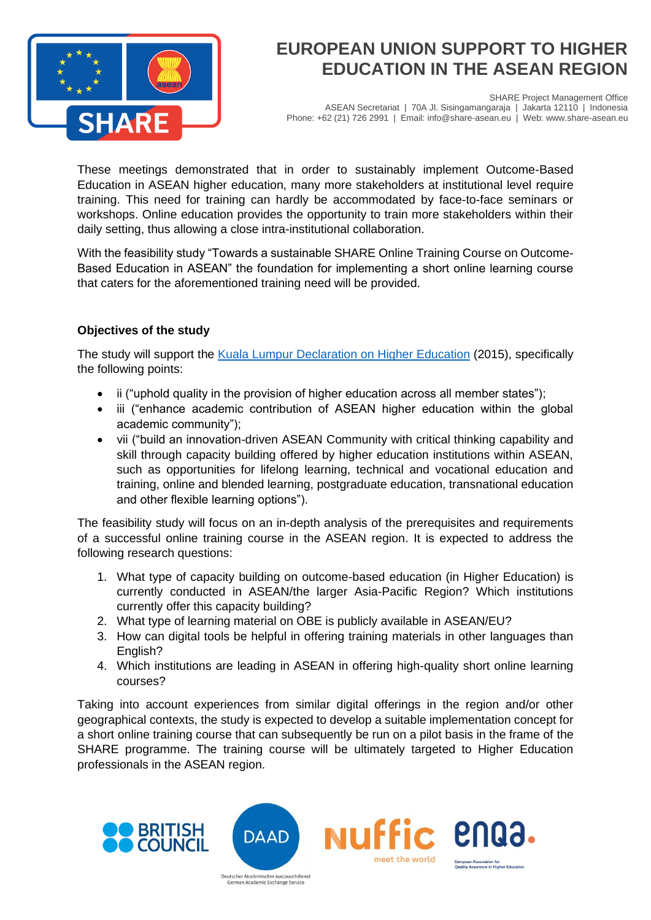These meetings demonstrated that in order to sustainably implement Outcome-Based Education in ASEAN higher education, many more stakeholders at institutional level require training. This need for training can hardly be accommodated by face-to-face seminars or workshops. Online education provides the opportunity to train more stakeholders within their daily setting, thus allowing a close intra-institutional collaboration.

With the feasibility study "Towards a sustainable SHARE Online Training Course on Outcome-Based Education in ASEAN" the foundation for implementing a short online learning course that caters for the aforementioned training need will be provided.

**Objectives of the study**

The study will support the Kuala Lumpur Declaration on Higher Education (2015), specifically the following points:

- ii ("uphold quality in the provision of higher education across all member states");
- iii ("enhance academic contribution of ASEAN higher education within the global academic community");
- vii ("build an innovation-driven ASEAN Community with critical thinking capability and skill through capacity building offered by higher education institutions within ASEAN, such as opportunities for lifelong learning, technical and vocational education and training, online and blended learning, postgraduate education, transnational education and other flexible learning options").

The feasibility study will focus on an in-depth analysis of the prerequisites and requirements of a successful online training course in the ASEAN region. It is expected to address the following research questions:

1. What type of capacity building on outcome-based education (in Higher Education) is currently conducted in ASEAN/the larger Asia-Pacific Region? Which institutions currently offer this capacity building?
2. What type of learning material on OBE is publicly available in ASEAN/EU?
3. How can digital tools be helpful in offering training materials in other languages than English?
4. Which institutions are leading in ASEAN in offering high-quality short online learning courses?

Taking into account experiences from similar digital offerings in the region and/or other geographical contexts, the study is expected to develop a suitable implementation concept for a short online training course that can subsequently be run on a pilot basis in the frame of the SHARE programme. The training course will be ultimately targeted to Higher Education professionals in the ASEAN region.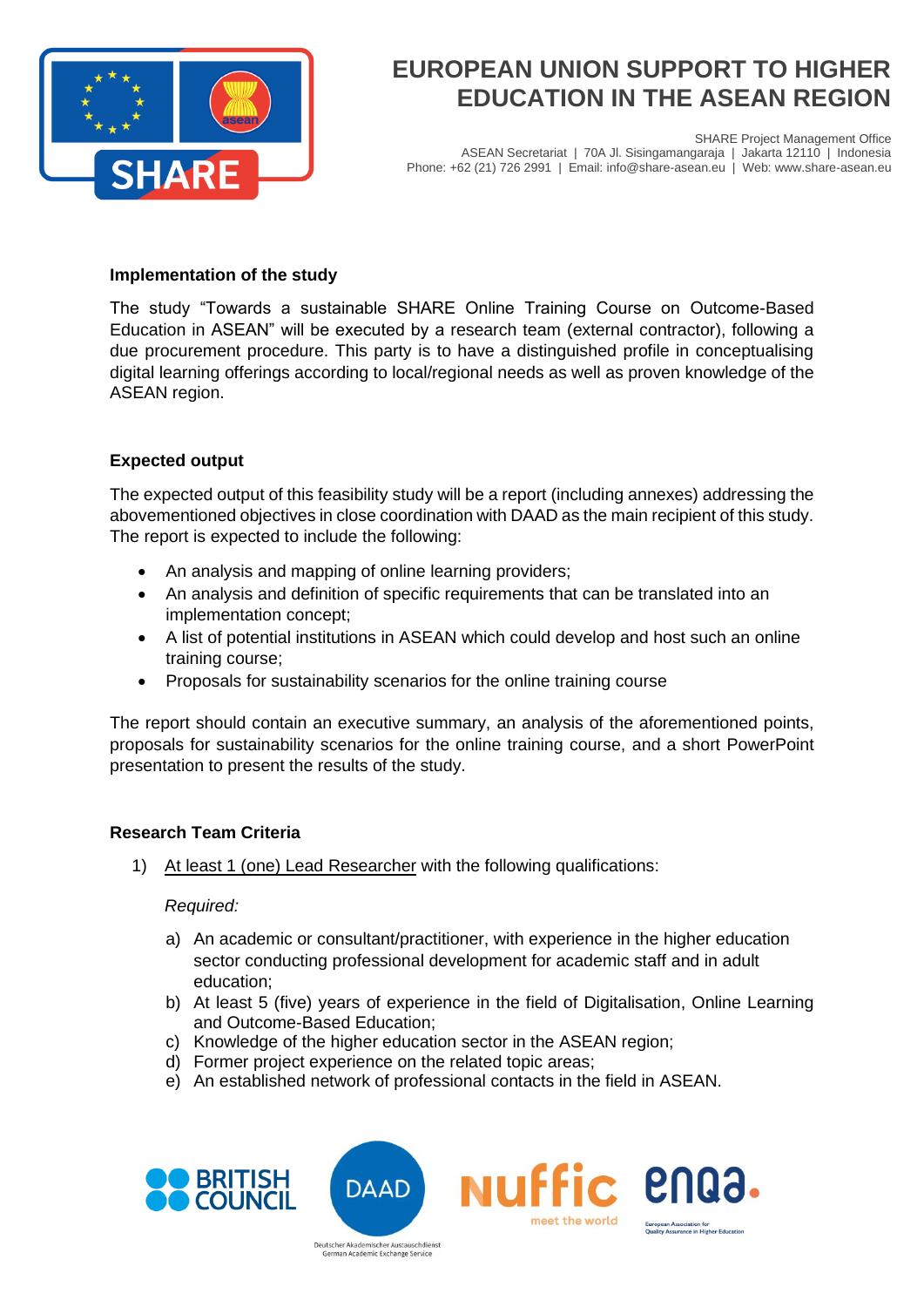**Implementation of the study**

The study "Towards a sustainable SHARE Online Training Course on Outcome-Based Education in ASEAN" will be executed by a research team (external contractor), following a due procurement procedure. This party is to have a distinguished profile in conceptualising digital learning offerings according to local/regional needs as well as proven knowledge of the ASEAN region.

**Expected output**

The expected output of this feasibility study will be a report (including annexes) addressing the abovementioned objectives in close coordination with DAAD as the main recipient of this study. The report is expected to include the following:

- An analysis and mapping of online learning providers;
- An analysis and definition of specific requirements that can be translated into an implementation concept;
- A list of potential institutions in ASEAN which could develop and host such an online training course;
- Proposals for sustainability scenarios for the online training course

The report should contain an executive summary, an analysis of the aforementioned points, proposals for sustainability scenarios for the online training course, and a short PowerPoint presentation to present the results of the study.

**Research Team Criteria**

1) At least 1 (one) Lead Researcher with the following qualifications:

   *Required:*

   a) An academic or consultant/practitioner, with experience in the higher education sector conducting professional development for academic staff and in adult education;
   b) At least 5 (five) years of experience in the field of Digitalisation, Online Learning and Outcome-Based Education;
   c) Knowledge of the higher education sector in the ASEAN region;
   d) Former project experience on the related topic areas;
   e) An established network of professional contacts in the field in ASEAN.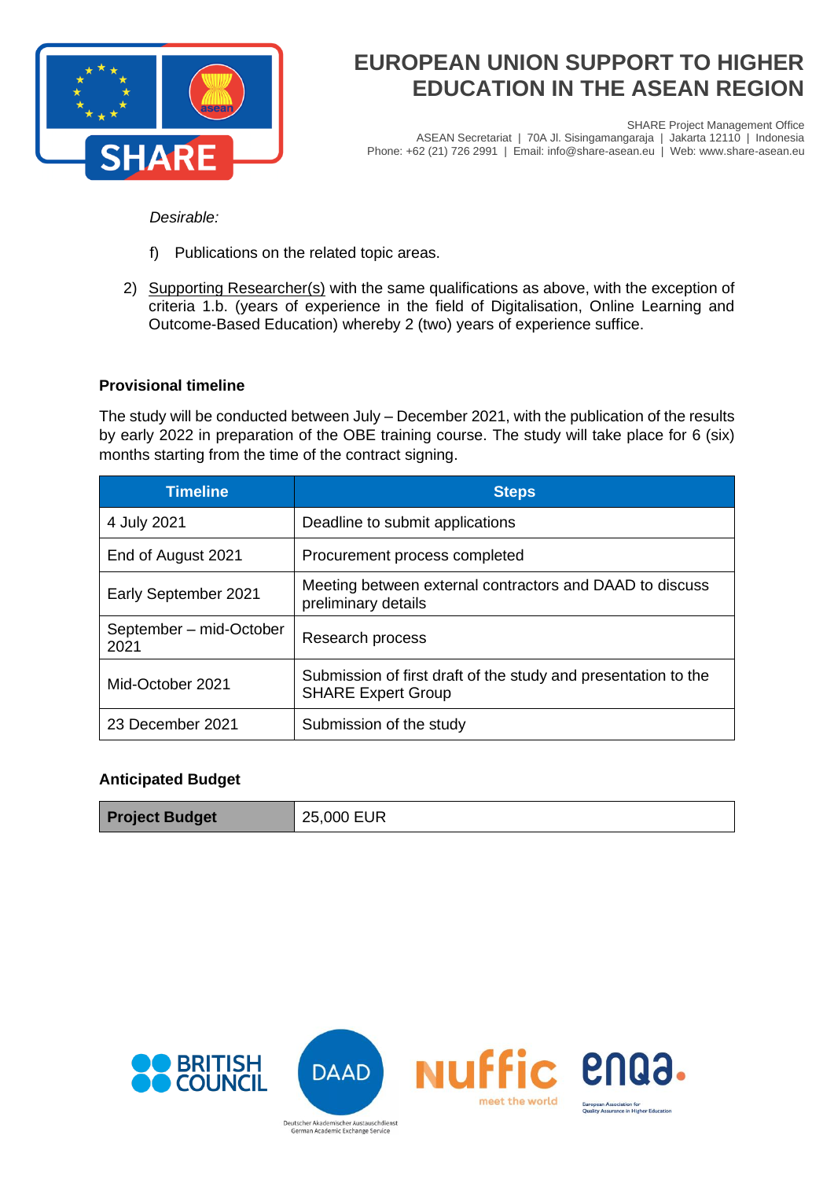*Desirable:*

f) Publications on the related topic areas.

2) <u>Supporting Researcher(s)</u> with the same qualifications as above, with the exception of criteria 1.b. (years of experience in the field of Digitalisation, Online Learning and Outcome-Based Education) whereby 2 (two) years of experience suffice.

**Provisional timeline**

The study will be conducted between July – December 2021, with the publication of the results by early 2022 in preparation of the OBE training course. The study will take place for 6 (six) months starting from the time of the contract signing.

| Timeline | Steps |
|---|---|
| 4 July 2021 | Deadline to submit applications |
| End of August 2021 | Procurement process completed |
| Early September 2021 | Meeting between external contractors and DAAD to discuss preliminary details |
| September – mid-October 2021 | Research process |
| Mid-October 2021 | Submission of first draft of the study and presentation to the SHARE Expert Group |
| 23 December 2021 | Submission of the study |

**Anticipated Budget**

| Project Budget | 25,000 EUR |
|---|---|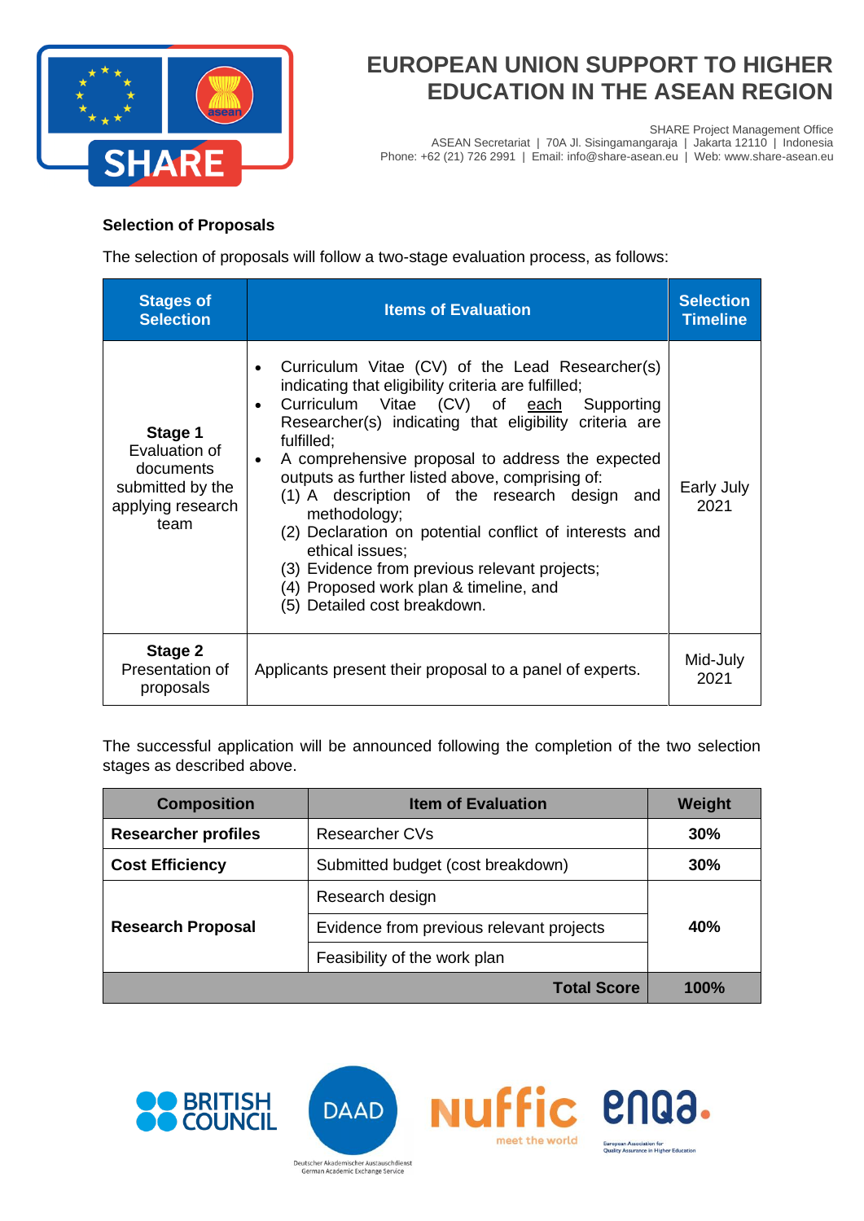**Selection of Proposals**

The selection of proposals will follow a two-stage evaluation process, as follows:

| Stages of Selection | Items of Evaluation | Selection Timeline |
| --- | --- | --- |
| **Stage 1** Evaluation of documents submitted by the applying research team | • Curriculum Vitae (CV) of the Lead Researcher(s) indicating that eligibility criteria are fulfilled; <br>• Curriculum Vitae (CV) of each Supporting Researcher(s) indicating that eligibility criteria are fulfilled; <br>• A comprehensive proposal to address the expected outputs as further listed above, comprising of: <br>(1) A description of the research design and methodology; <br>(2) Declaration on potential conflict of interests and ethical issues; <br>(3) Evidence from previous relevant projects; <br>(4) Proposed work plan & timeline, and <br>(5) Detailed cost breakdown. | Early July 2021 |
| **Stage 2** Presentation of proposals | Applicants present their proposal to a panel of experts. | Mid-July 2021 |

The successful application will be announced following the completion of the two selection stages as described above.

| Composition | Item of Evaluation | Weight |
| --- | --- | --- |
| **Researcher profiles** | Researcher CVs | **30%** |
| **Cost Efficiency** | Submitted budget (cost breakdown) | **30%** |
| **Research Proposal** | Research design | **40%** |
| | Evidence from previous relevant projects | |
| | Feasibility of the work plan | |
| | **Total Score** | **100%** |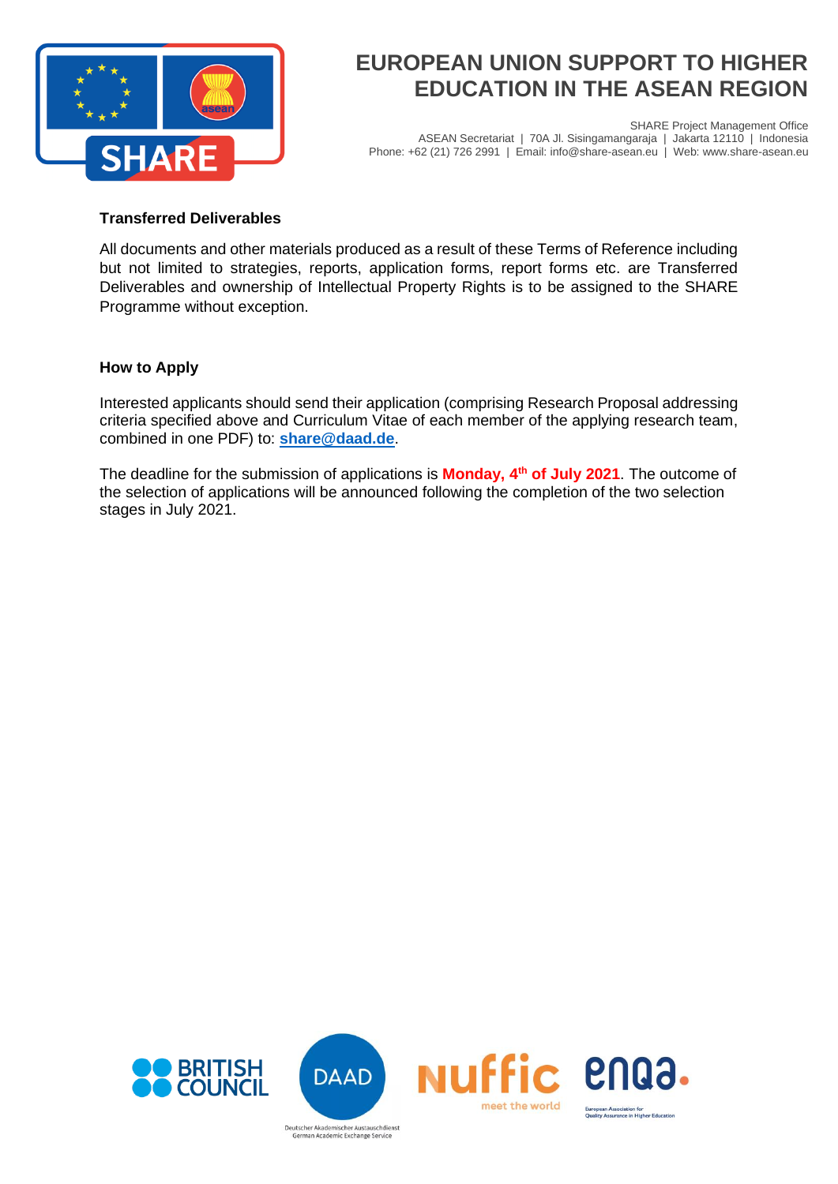## Transferred Deliverables

All documents and other materials produced as a result of these Terms of Reference including but not limited to strategies, reports, application forms, report forms etc. are Transferred Deliverables and ownership of Intellectual Property Rights is to be assigned to the SHARE Programme without exception.

## How to Apply

Interested applicants should send their application (comprising Research Proposal addressing criteria specified above and Curriculum Vitae of each member of the applying research team, combined in one PDF) to: **share@daad.de**.

The deadline for the submission of applications is **Monday, 4th of July 2021**. The outcome of the selection of applications will be announced following the completion of the two selection stages in July 2021.